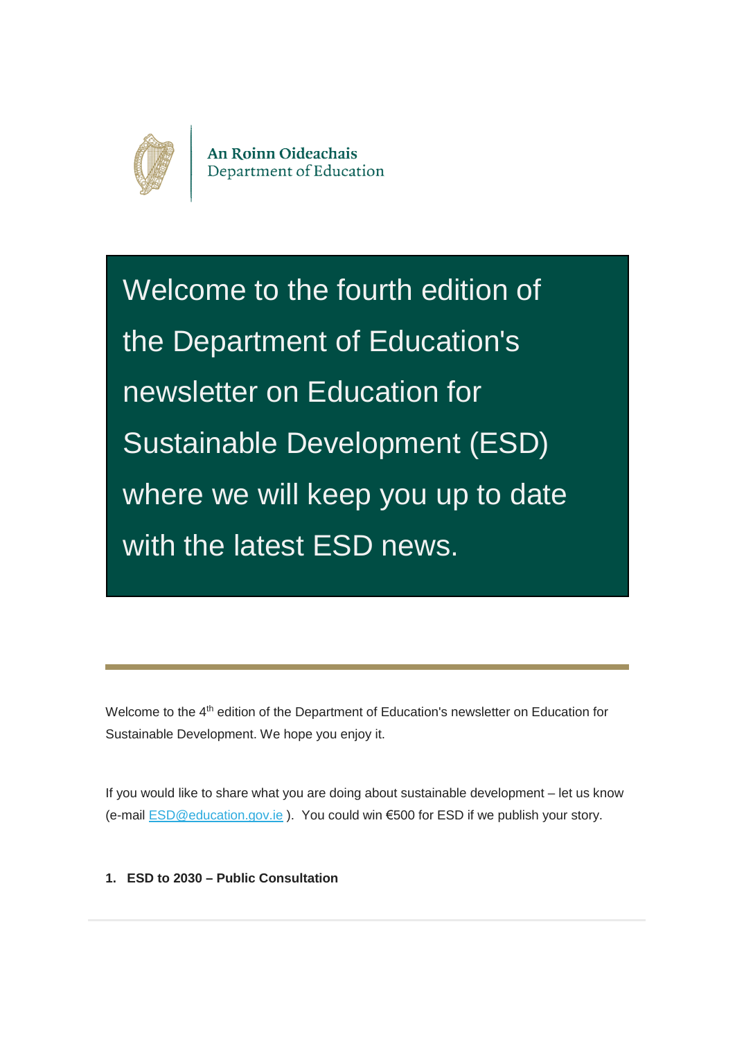An Roinn Oideachais
Department of Education

# Welcome to the fourth edition of the Department of Education's newsletter on Education for Sustainable Development (ESD) where we will keep you up to date with the latest ESD news.

---

Welcome to the 4th edition of the Department of Education's newsletter on Education for Sustainable Development. We hope you enjoy it.

If you would like to share what you are doing about sustainable development – let us know (e-mail [ESD@education.gov.ie](mailto:ESD@education.gov.ie) ). You could win €500 for ESD if we publish your story.

**1. ESD to 2030 – Public Consultation**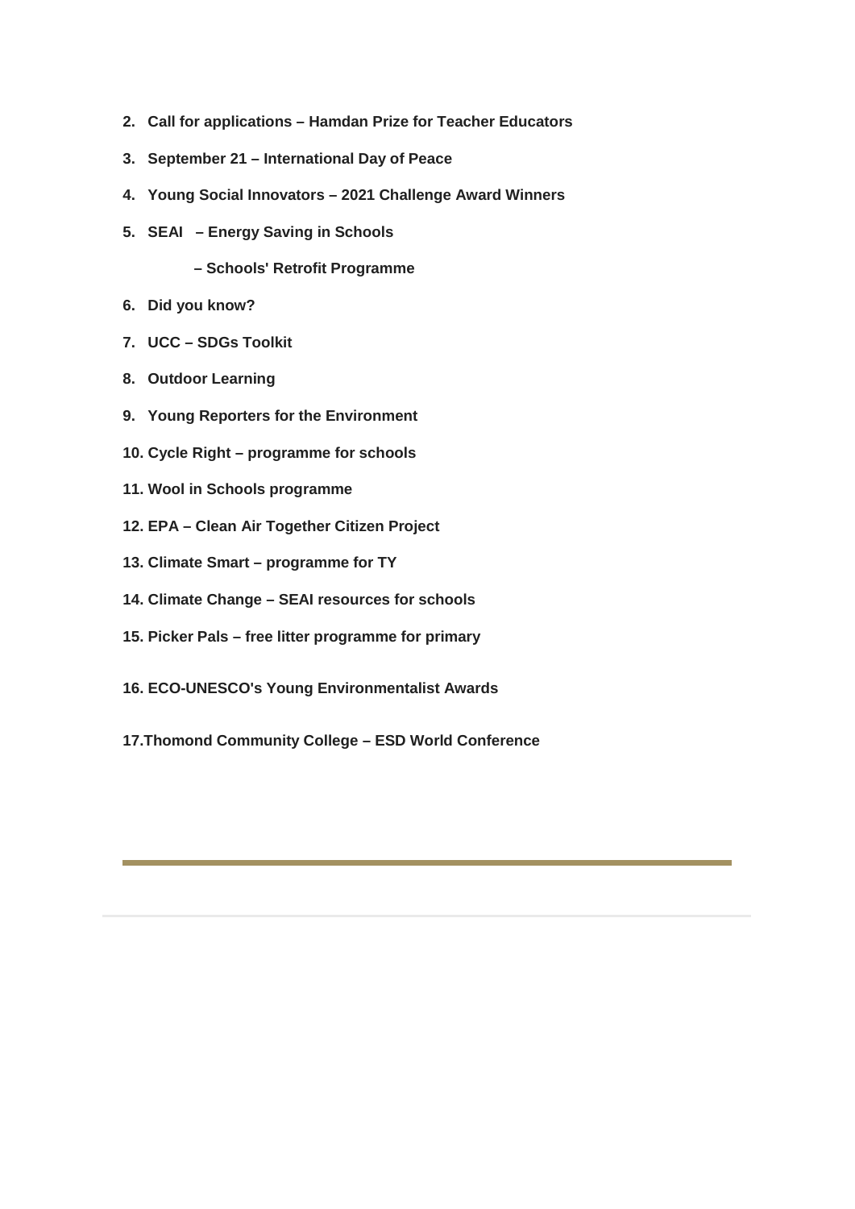2. **Call for applications – Hamdan Prize for Teacher Educators**
3. **September 21 – International Day of Peace**
4. **Young Social Innovators – 2021 Challenge Award Winners**
5. **SEAI – Energy Saving in Schools**

   **– Schools' Retrofit Programme**
6. **Did you know?**
7. **UCC – SDGs Toolkit**
8. **Outdoor Learning**
9. **Young Reporters for the Environment**
10. **Cycle Right – programme for schools**
11. **Wool in Schools programme**
12. **EPA – Clean Air Together Citizen Project**
13. **Climate Smart – programme for TY**
14. **Climate Change – SEAI resources for schools**
15. **Picker Pals – free litter programme for primary**
16. **ECO-UNESCO's Young Environmentalist Awards**
17. **Thomond Community College – ESD World Conference**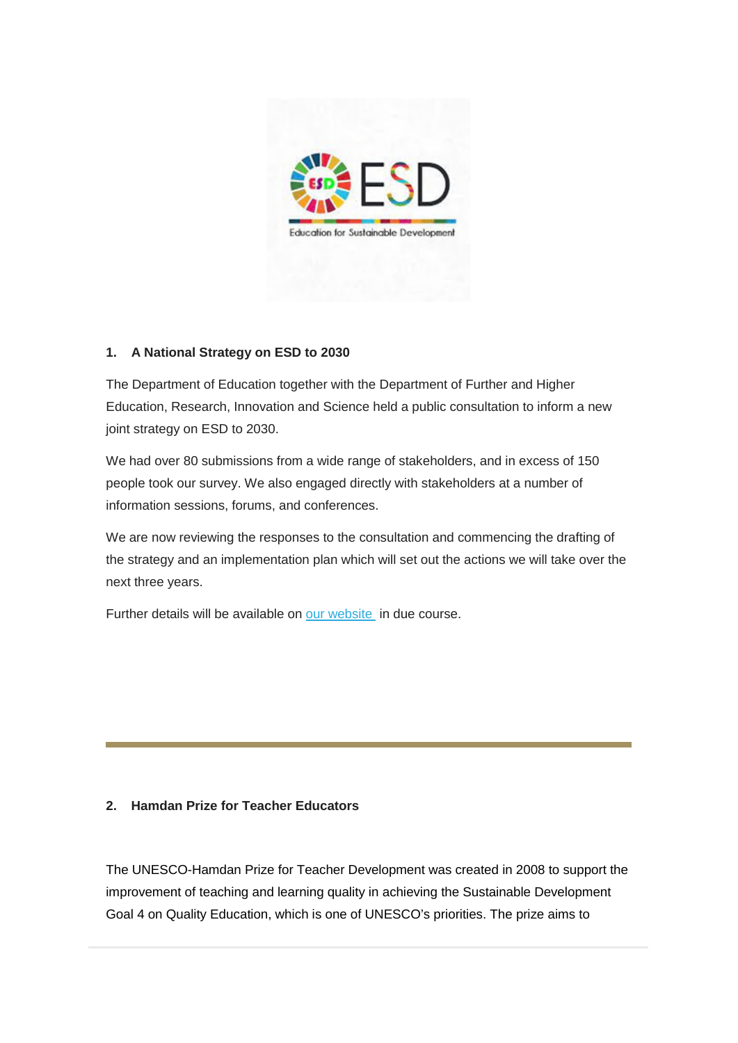### 1. A National Strategy on ESD to 2030

The Department of Education together with the Department of Further and Higher Education, Research, Innovation and Science held a public consultation to inform a new joint strategy on ESD to 2030.

We had over 80 submissions from a wide range of stakeholders, and in excess of 150 people took our survey. We also engaged directly with stakeholders at a number of information sessions, forums, and conferences.

We are now reviewing the responses to the consultation and commencing the drafting of the strategy and an implementation plan which will set out the actions we will take over the next three years.

Further details will be available on our website in due course.

---

### 2. Hamdan Prize for Teacher Educators

The UNESCO-Hamdan Prize for Teacher Development was created in 2008 to support the improvement of teaching and learning quality in achieving the Sustainable Development Goal 4 on Quality Education, which is one of UNESCO's priorities. The prize aims to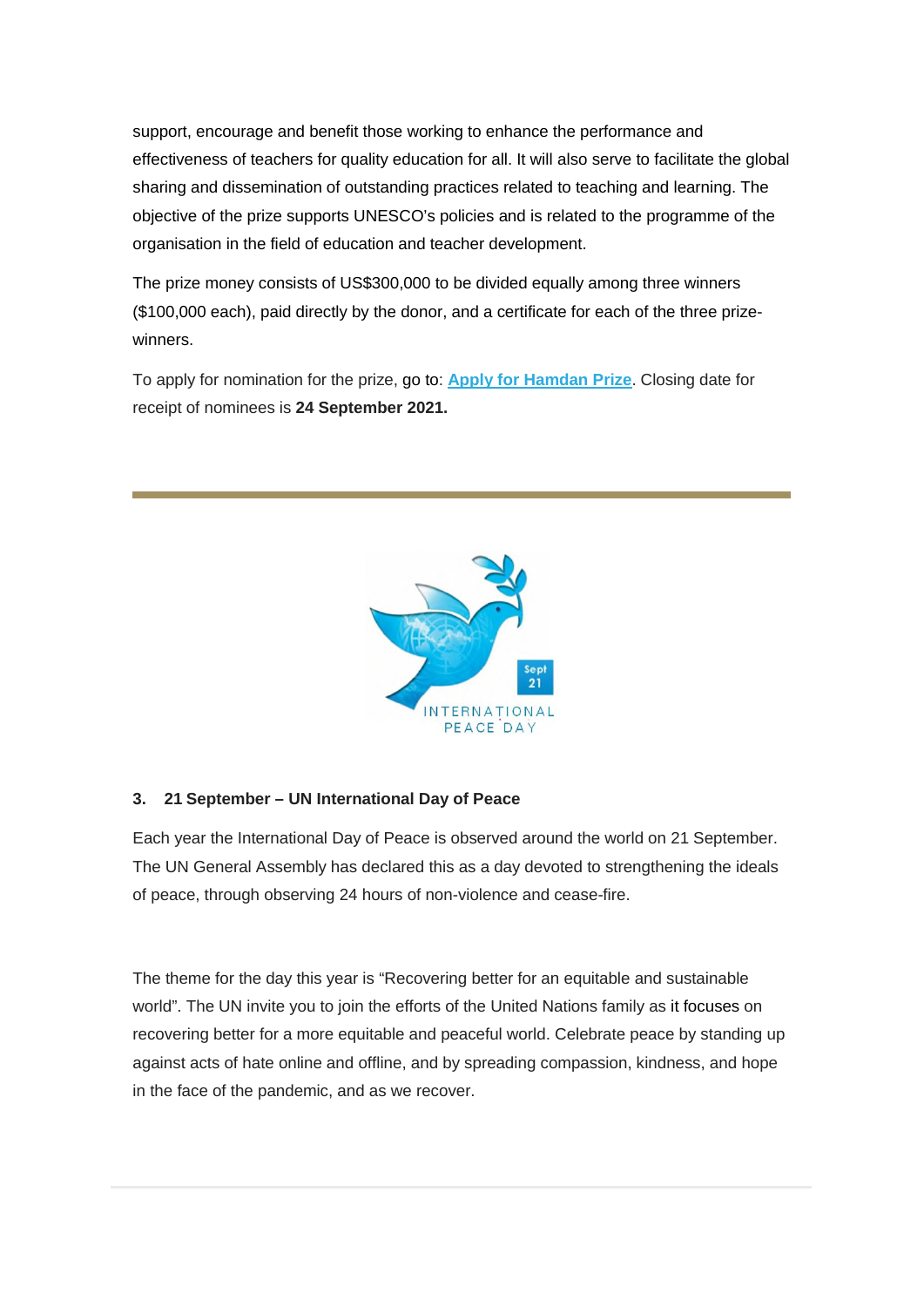support, encourage and benefit those working to enhance the performance and effectiveness of teachers for quality education for all. It will also serve to facilitate the global sharing and dissemination of outstanding practices related to teaching and learning. The objective of the prize supports UNESCO's policies and is related to the programme of the organisation in the field of education and teacher development.

The prize money consists of US$300,000 to be divided equally among three winners ($100,000 each), paid directly by the donor, and a certificate for each of the three prize-winners.

To apply for nomination for the prize, go to: **Apply for Hamdan Prize**. Closing date for receipt of nominees is **24 September 2021.**

---

### 3. 21 September – UN International Day of Peace

Each year the International Day of Peace is observed around the world on 21 September. The UN General Assembly has declared this as a day devoted to strengthening the ideals of peace, through observing 24 hours of non-violence and cease-fire.

The theme for the day this year is "Recovering better for an equitable and sustainable world". The UN invite you to join the efforts of the United Nations family as it focuses on recovering better for a more equitable and peaceful world. Celebrate peace by standing up against acts of hate online and offline, and by spreading compassion, kindness, and hope in the face of the pandemic, and as we recover.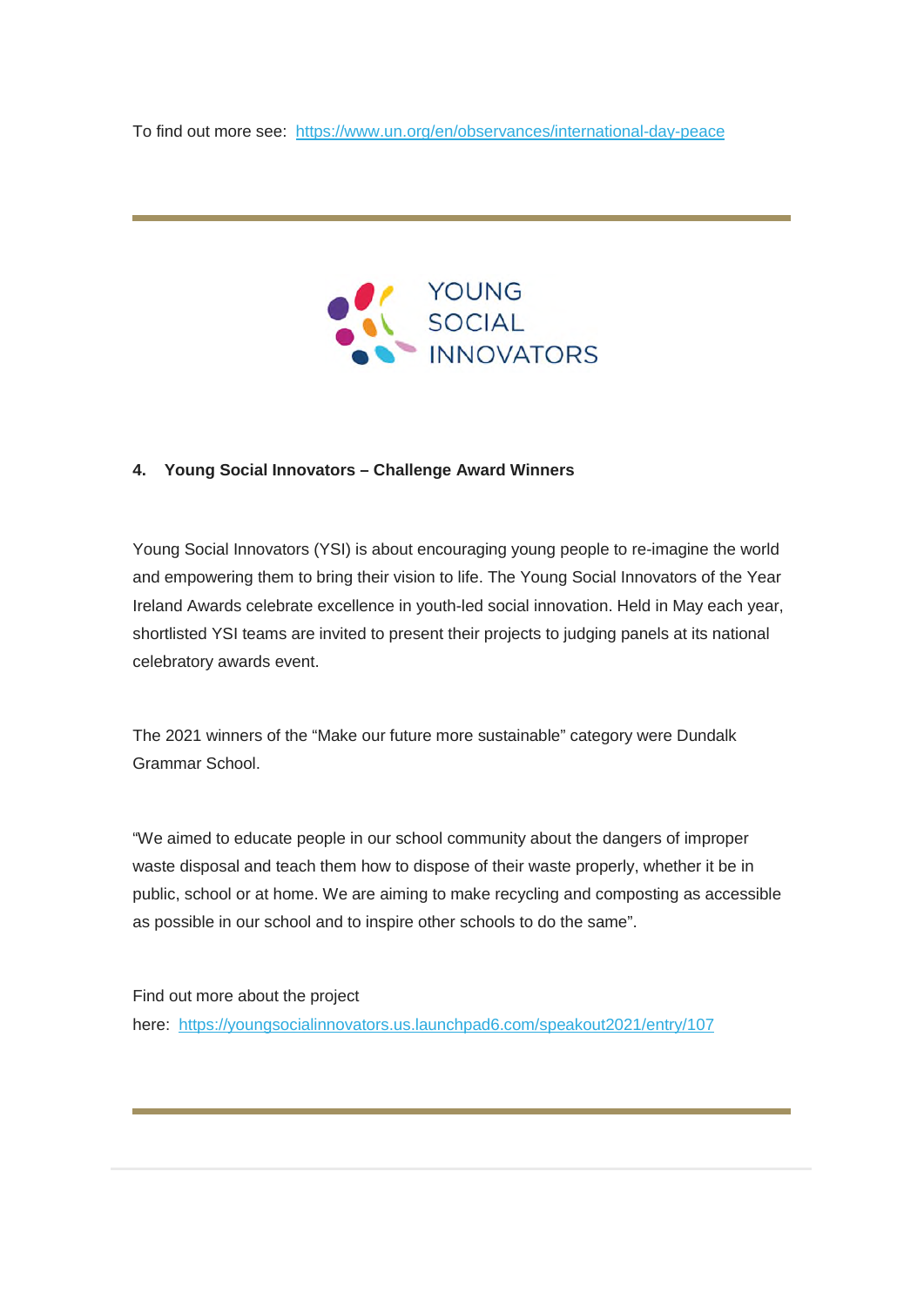To find out more see: https://www.un.org/en/observances/international-day-peace

---

YOUNG SOCIAL INNOVATORS

### 4. Young Social Innovators – Challenge Award Winners

Young Social Innovators (YSI) is about encouraging young people to re-imagine the world and empowering them to bring their vision to life. The Young Social Innovators of the Year Ireland Awards celebrate excellence in youth-led social innovation. Held in May each year, shortlisted YSI teams are invited to present their projects to judging panels at its national celebratory awards event.

The 2021 winners of the "Make our future more sustainable" category were Dundalk Grammar School.

"We aimed to educate people in our school community about the dangers of improper waste disposal and teach them how to dispose of their waste properly, whether it be in public, school or at home. We are aiming to make recycling and composting as accessible as possible in our school and to inspire other schools to do the same".

Find out more about the project here: https://youngsocialinnovators.us.launchpad6.com/speakout2021/entry/107

---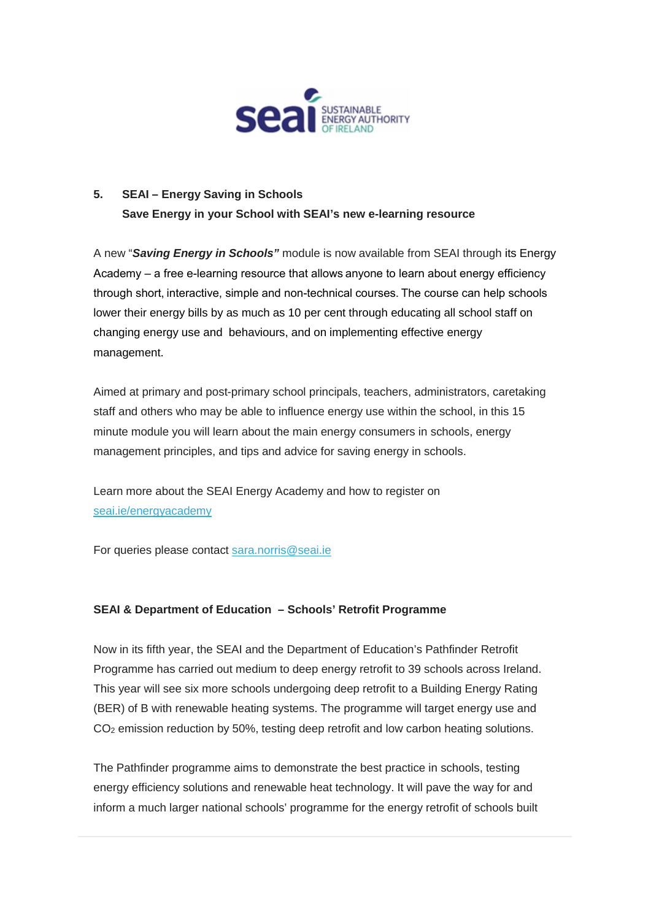## 5. SEAI – Energy Saving in Schools

**Save Energy in your School with SEAI's new e-learning resource**

A new "***Saving Energy in Schools"*** module is now available from SEAI through its Energy Academy – a free e-learning resource that allows anyone to learn about energy efficiency through short, interactive, simple and non-technical courses. The course can help schools lower their energy bills by as much as 10 per cent through educating all school staff on changing energy use and behaviours, and on implementing effective energy management.

Aimed at primary and post-primary school principals, teachers, administrators, caretaking staff and others who may be able to influence energy use within the school, in this 15 minute module you will learn about the main energy consumers in schools, energy management principles, and tips and advice for saving energy in schools.

Learn more about the SEAI Energy Academy and how to register on [seai.ie/energyacademy](seai.ie/energyacademy)

For queries please contact [sara.norris@seai.ie](mailto:sara.norris@seai.ie)

**SEAI & Department of Education – Schools' Retrofit Programme**

Now in its fifth year, the SEAI and the Department of Education's Pathfinder Retrofit Programme has carried out medium to deep energy retrofit to 39 schools across Ireland. This year will see six more schools undergoing deep retrofit to a Building Energy Rating (BER) of B with renewable heating systems. The programme will target energy use and $CO_2$ emission reduction by 50%, testing deep retrofit and low carbon heating solutions.

The Pathfinder programme aims to demonstrate the best practice in schools, testing energy efficiency solutions and renewable heat technology. It will pave the way for and inform a much larger national schools' programme for the energy retrofit of schools built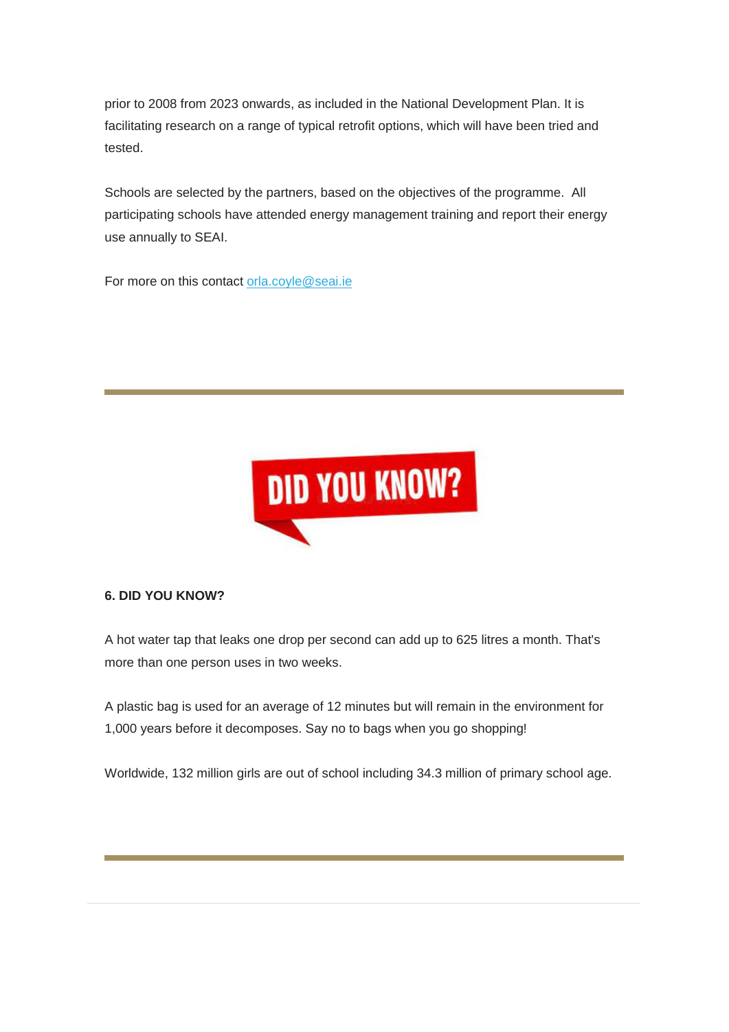prior to 2008 from 2023 onwards, as included in the National Development Plan. It is facilitating research on a range of typical retrofit options, which will have been tried and tested.

Schools are selected by the partners, based on the objectives of the programme. All participating schools have attended energy management training and report their energy use annually to SEAI.

For more on this contact orla.coyle@seai.ie

---

**6. DID YOU KNOW?**

A hot water tap that leaks one drop per second can add up to 625 litres a month. That's more than one person uses in two weeks.

A plastic bag is used for an average of 12 minutes but will remain in the environment for 1,000 years before it decomposes. Say no to bags when you go shopping!

Worldwide, 132 million girls are out of school including 34.3 million of primary school age.

---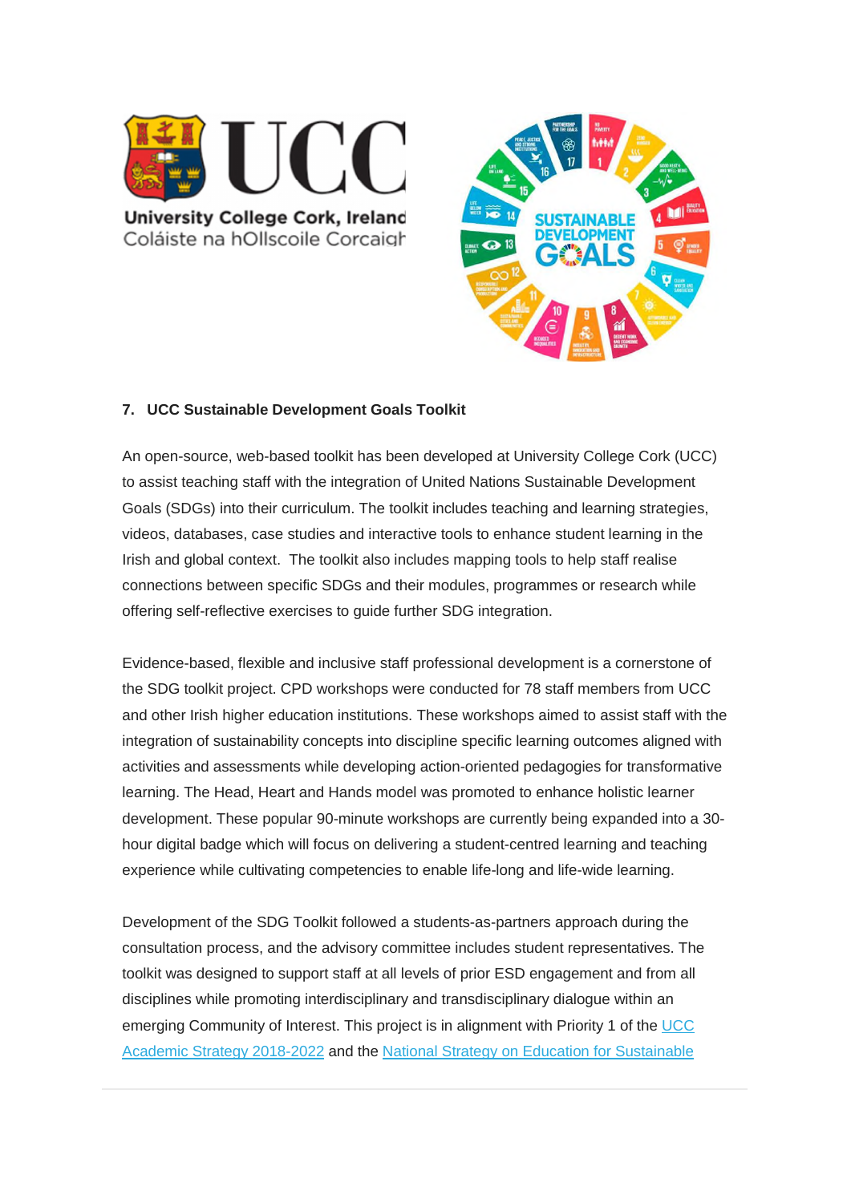### 7. UCC Sustainable Development Goals Toolkit

An open-source, web-based toolkit has been developed at University College Cork (UCC) to assist teaching staff with the integration of United Nations Sustainable Development Goals (SDGs) into their curriculum. The toolkit includes teaching and learning strategies, videos, databases, case studies and interactive tools to enhance student learning in the Irish and global context. The toolkit also includes mapping tools to help staff realise connections between specific SDGs and their modules, programmes or research while offering self-reflective exercises to guide further SDG integration.

Evidence-based, flexible and inclusive staff professional development is a cornerstone of the SDG toolkit project. CPD workshops were conducted for 78 staff members from UCC and other Irish higher education institutions. These workshops aimed to assist staff with the integration of sustainability concepts into discipline specific learning outcomes aligned with activities and assessments while developing action-oriented pedagogies for transformative learning. The Head, Heart and Hands model was promoted to enhance holistic learner development. These popular 90-minute workshops are currently being expanded into a 30-hour digital badge which will focus on delivering a student-centred learning and teaching experience while cultivating competencies to enable life-long and life-wide learning.

Development of the SDG Toolkit followed a students-as-partners approach during the consultation process, and the advisory committee includes student representatives. The toolkit was designed to support staff at all levels of prior ESD engagement and from all disciplines while promoting interdisciplinary and transdisciplinary dialogue within an emerging Community of Interest. This project is in alignment with Priority 1 of the UCC Academic Strategy 2018-2022 and the National Strategy on Education for Sustainable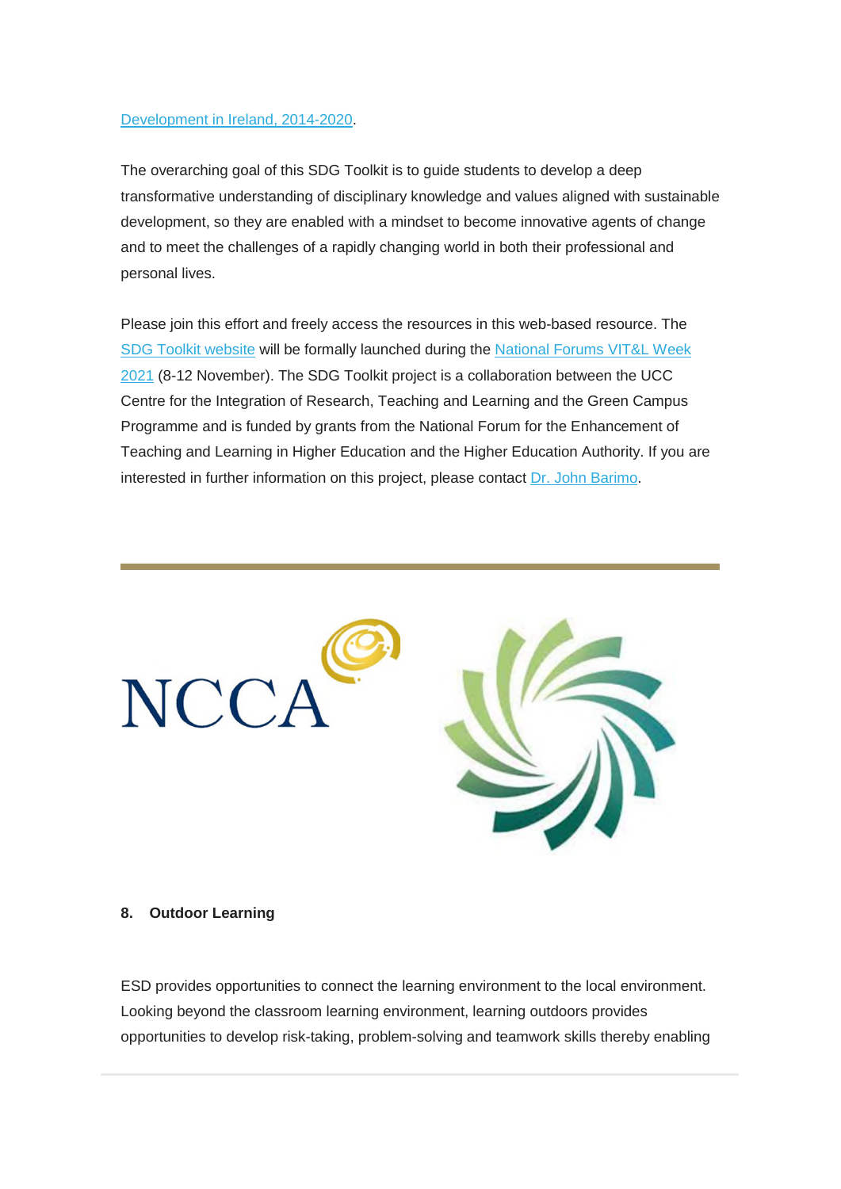[Development in Ireland, 2014-2020](#).

The overarching goal of this SDG Toolkit is to guide students to develop a deep transformative understanding of disciplinary knowledge and values aligned with sustainable development, so they are enabled with a mindset to become innovative agents of change and to meet the challenges of a rapidly changing world in both their professional and personal lives.

Please join this effort and freely access the resources in this web-based resource. The [SDG Toolkit website](#) will be formally launched during the [National Forums VIT&L Week 2021](#) (8-12 November). The SDG Toolkit project is a collaboration between the UCC Centre for the Integration of Research, Teaching and Learning and the Green Campus Programme and is funded by grants from the National Forum for the Enhancement of Teaching and Learning in Higher Education and the Higher Education Authority. If you are interested in further information on this project, please contact [Dr. John Barimo](#).

---

NCCA

### 8. Outdoor Learning

ESD provides opportunities to connect the learning environment to the local environment. Looking beyond the classroom learning environment, learning outdoors provides opportunities to develop risk-taking, problem-solving and teamwork skills thereby enabling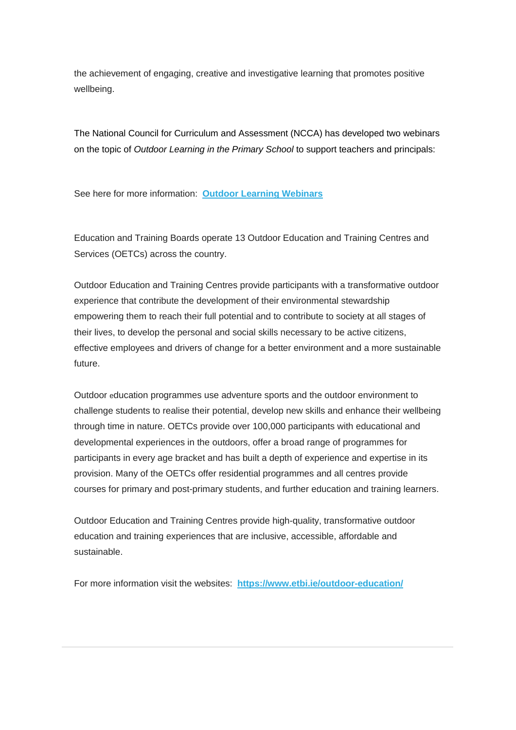the achievement of engaging, creative and investigative learning that promotes positive wellbeing.

The National Council for Curriculum and Assessment (NCCA) has developed two webinars on the topic of *Outdoor Learning in the Primary School* to support teachers and principals:

See here for more information: **Outdoor Learning Webinars**

Education and Training Boards operate 13 Outdoor Education and Training Centres and Services (OETCs) across the country.

Outdoor Education and Training Centres provide participants with a transformative outdoor experience that contribute the development of their environmental stewardship empowering them to reach their full potential and to contribute to society at all stages of their lives, to develop the personal and social skills necessary to be active citizens, effective employees and drivers of change for a better environment and a more sustainable future.

Outdoor education programmes use adventure sports and the outdoor environment to challenge students to realise their potential, develop new skills and enhance their wellbeing through time in nature. OETCs provide over 100,000 participants with educational and developmental experiences in the outdoors, offer a broad range of programmes for participants in every age bracket and has built a depth of experience and expertise in its provision. Many of the OETCs offer residential programmes and all centres provide courses for primary and post-primary students, and further education and training learners.

Outdoor Education and Training Centres provide high-quality, transformative outdoor education and training experiences that are inclusive, accessible, affordable and sustainable.

For more information visit the websites: **https://www.etbi.ie/outdoor-education/**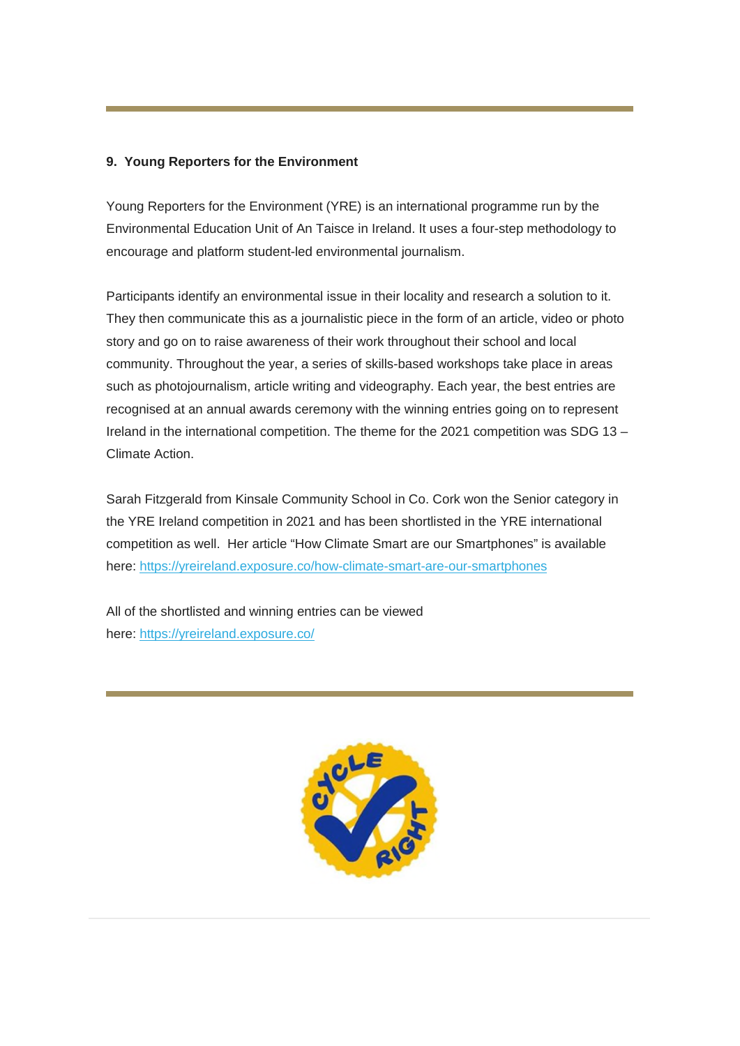**9. Young Reporters for the Environment**

Young Reporters for the Environment (YRE) is an international programme run by the Environmental Education Unit of An Taisce in Ireland. It uses a four-step methodology to encourage and platform student-led environmental journalism.

Participants identify an environmental issue in their locality and research a solution to it. They then communicate this as a journalistic piece in the form of an article, video or photo story and go on to raise awareness of their work throughout their school and local community. Throughout the year, a series of skills-based workshops take place in areas such as photojournalism, article writing and videography. Each year, the best entries are recognised at an annual awards ceremony with the winning entries going on to represent Ireland in the international competition. The theme for the 2021 competition was SDG 13 – Climate Action.

Sarah Fitzgerald from Kinsale Community School in Co. Cork won the Senior category in the YRE Ireland competition in 2021 and has been shortlisted in the YRE international competition as well. Her article "How Climate Smart are our Smartphones" is available here: https://yreireland.exposure.co/how-climate-smart-are-our-smartphones

All of the shortlisted and winning entries can be viewed here: https://yreireland.exposure.co/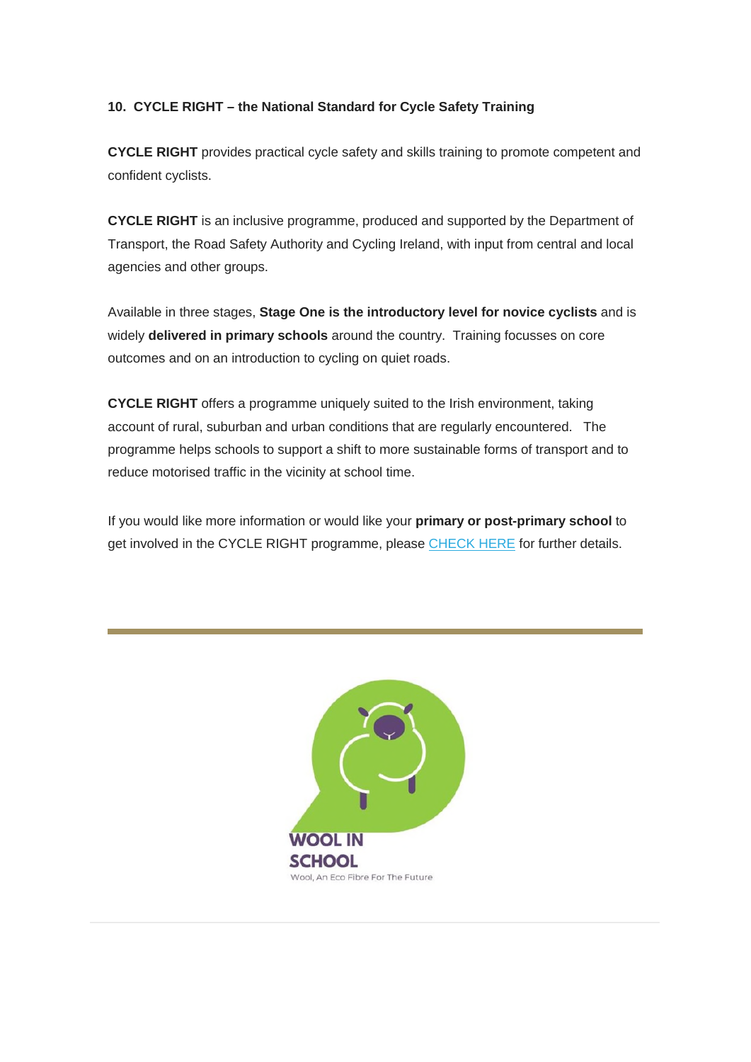**10. CYCLE RIGHT – the National Standard for Cycle Safety Training**

**CYCLE RIGHT** provides practical cycle safety and skills training to promote competent and confident cyclists.

**CYCLE RIGHT** is an inclusive programme, produced and supported by the Department of Transport, the Road Safety Authority and Cycling Ireland, with input from central and local agencies and other groups.

Available in three stages, **Stage One is the introductory level for novice cyclists** and is widely **delivered in primary schools** around the country. Training focusses on core outcomes and on an introduction to cycling on quiet roads.

**CYCLE RIGHT** offers a programme uniquely suited to the Irish environment, taking account of rural, suburban and urban conditions that are regularly encountered. The programme helps schools to support a shift to more sustainable forms of transport and to reduce motorised traffic in the vicinity at school time.

If you would like more information or would like your **primary or post-primary school** to get involved in the CYCLE RIGHT programme, please CHECK HERE for further details.

---

WOOL IN SCHOOL

Wool, An Eco Fibre For The Future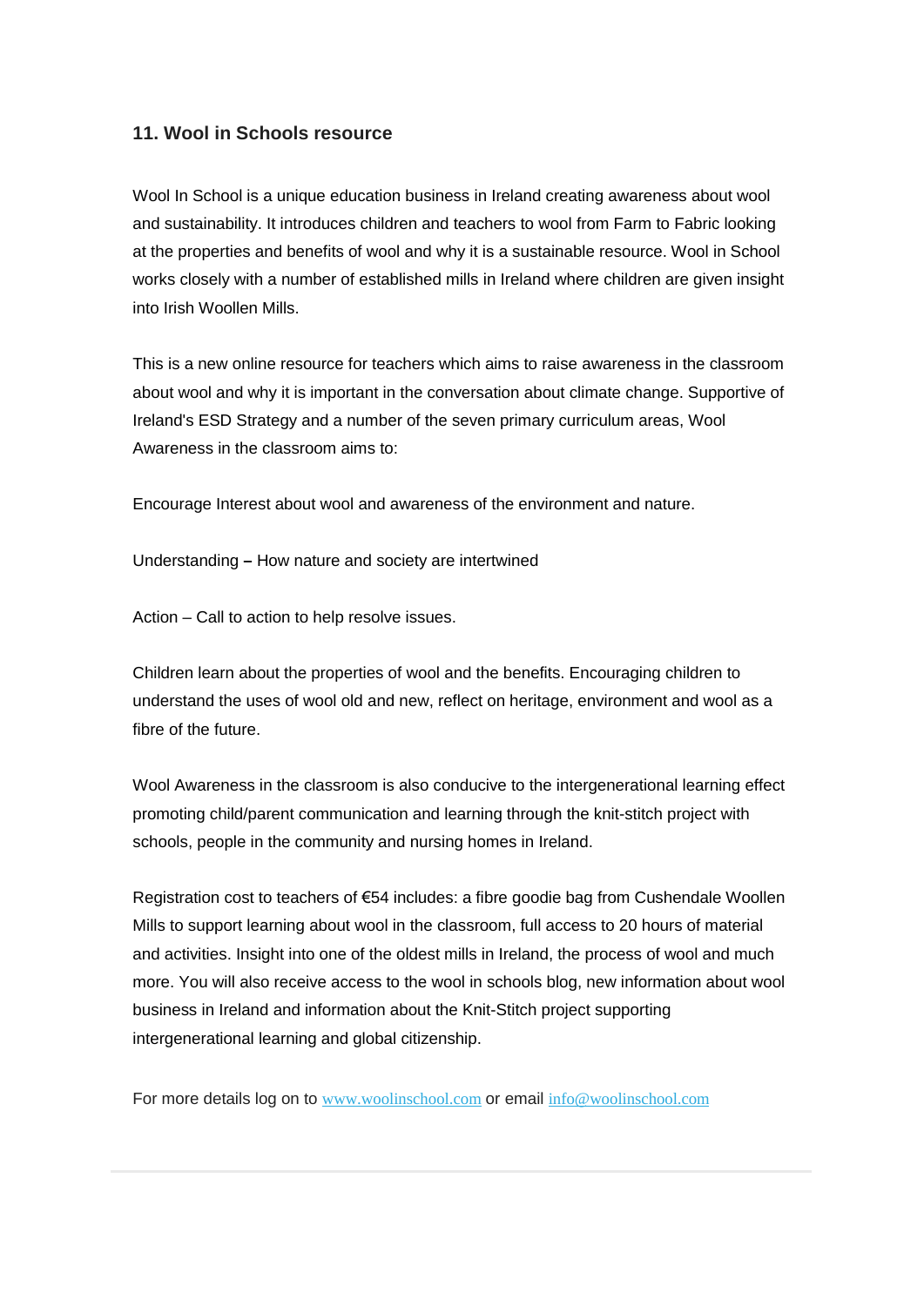### 11. Wool in Schools resource

Wool In School is a unique education business in Ireland creating awareness about wool and sustainability. It introduces children and teachers to wool from Farm to Fabric looking at the properties and benefits of wool and why it is a sustainable resource. Wool in School works closely with a number of established mills in Ireland where children are given insight into Irish Woollen Mills.

This is a new online resource for teachers which aims to raise awareness in the classroom about wool and why it is important in the conversation about climate change. Supportive of Ireland's ESD Strategy and a number of the seven primary curriculum areas, Wool Awareness in the classroom aims to:

Encourage Interest about wool and awareness of the environment and nature.

Understanding **–** How nature and society are intertwined

Action – Call to action to help resolve issues.

Children learn about the properties of wool and the benefits. Encouraging children to understand the uses of wool old and new, reflect on heritage, environment and wool as a fibre of the future.

Wool Awareness in the classroom is also conducive to the intergenerational learning effect promoting child/parent communication and learning through the knit-stitch project with schools, people in the community and nursing homes in Ireland.

Registration cost to teachers of €54 includes: a fibre goodie bag from Cushendale Woollen Mills to support learning about wool in the classroom, full access to 20 hours of material and activities. Insight into one of the oldest mills in Ireland, the process of wool and much more. You will also receive access to the wool in schools blog, new information about wool business in Ireland and information about the Knit-Stitch project supporting intergenerational learning and global citizenship.

For more details log on to [www.woolinschool.com](http://www.woolinschool.com) or email [info@woolinschool.com](mailto:info@woolinschool.com)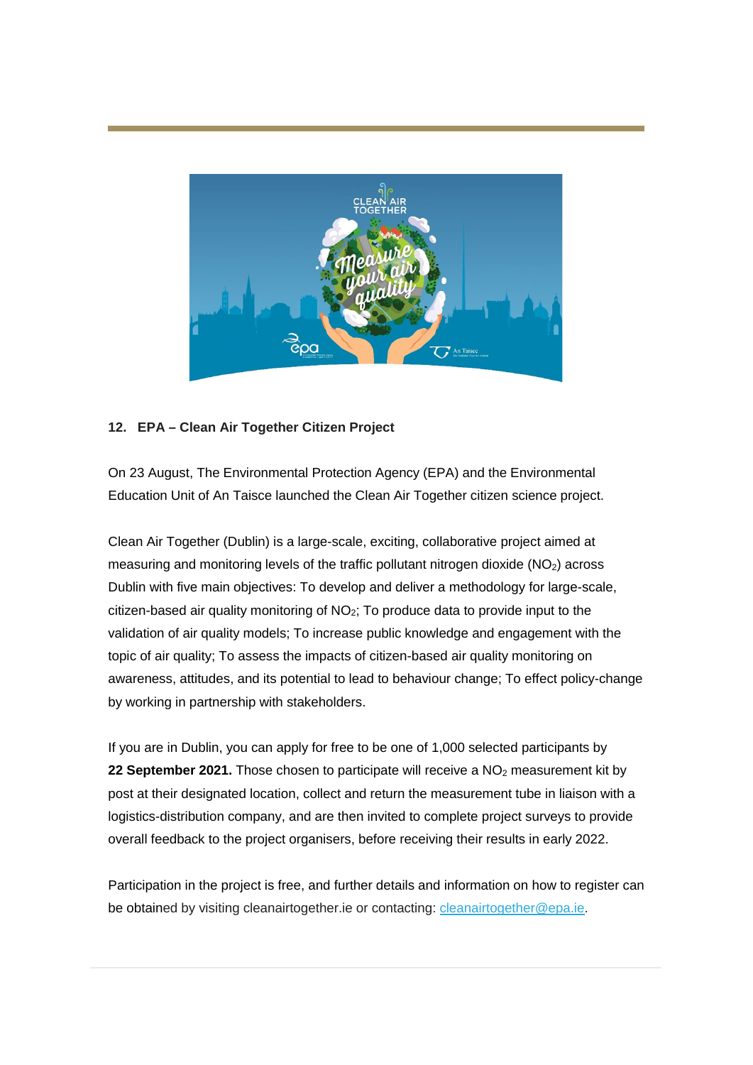### 12. EPA – Clean Air Together Citizen Project

On 23 August, The Environmental Protection Agency (EPA) and the Environmental Education Unit of An Taisce launched the Clean Air Together citizen science project.

Clean Air Together (Dublin) is a large-scale, exciting, collaborative project aimed at measuring and monitoring levels of the traffic pollutant nitrogen dioxide ($NO_2$) across Dublin with five main objectives: To develop and deliver a methodology for large-scale, citizen-based air quality monitoring of $NO_2$; To produce data to provide input to the validation of air quality models; To increase public knowledge and engagement with the topic of air quality; To assess the impacts of citizen-based air quality monitoring on awareness, attitudes, and its potential to lead to behaviour change; To effect policy-change by working in partnership with stakeholders.

If you are in Dublin, you can apply for free to be one of 1,000 selected participants by **22 September 2021.** Those chosen to participate will receive a $NO_2$ measurement kit by post at their designated location, collect and return the measurement tube in liaison with a logistics-distribution company, and are then invited to complete project surveys to provide overall feedback to the project organisers, before receiving their results in early 2022.

Participation in the project is free, and further details and information on how to register can be obtained by visiting cleanairtogether.ie or contacting: [cleanairtogether@epa.ie](mailto:cleanairtogether@epa.ie).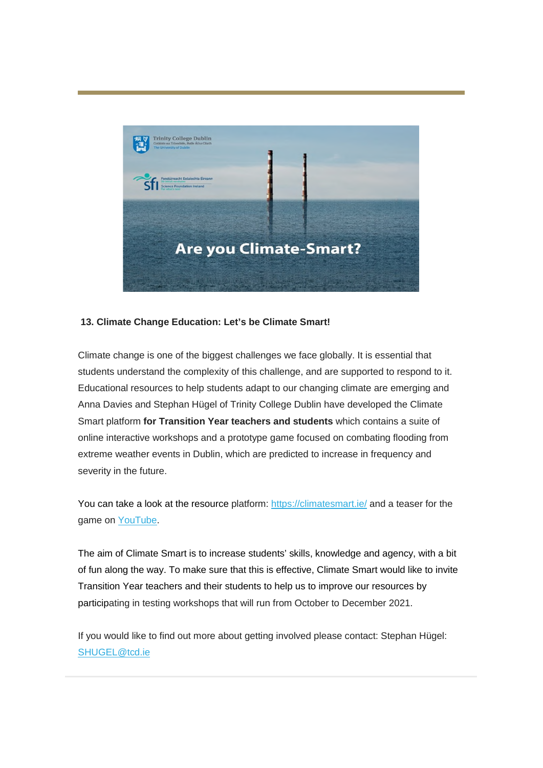**13. Climate Change Education: Let's be Climate Smart!**

Climate change is one of the biggest challenges we face globally. It is essential that students understand the complexity of this challenge, and are supported to respond to it. Educational resources to help students adapt to our changing climate are emerging and Anna Davies and Stephan Hügel of Trinity College Dublin have developed the Climate Smart platform **for Transition Year teachers and students** which contains a suite of online interactive workshops and a prototype game focused on combating flooding from extreme weather events in Dublin, which are predicted to increase in frequency and severity in the future.

You can take a look at the resource platform: https://climatesmart.ie/ and a teaser for the game on YouTube.

The aim of Climate Smart is to increase students' skills, knowledge and agency, with a bit of fun along the way. To make sure that this is effective, Climate Smart would like to invite Transition Year teachers and their students to help us to improve our resources by participating in testing workshops that will run from October to December 2021.

If you would like to find out more about getting involved please contact: Stephan Hügel: SHUGEL@tcd.ie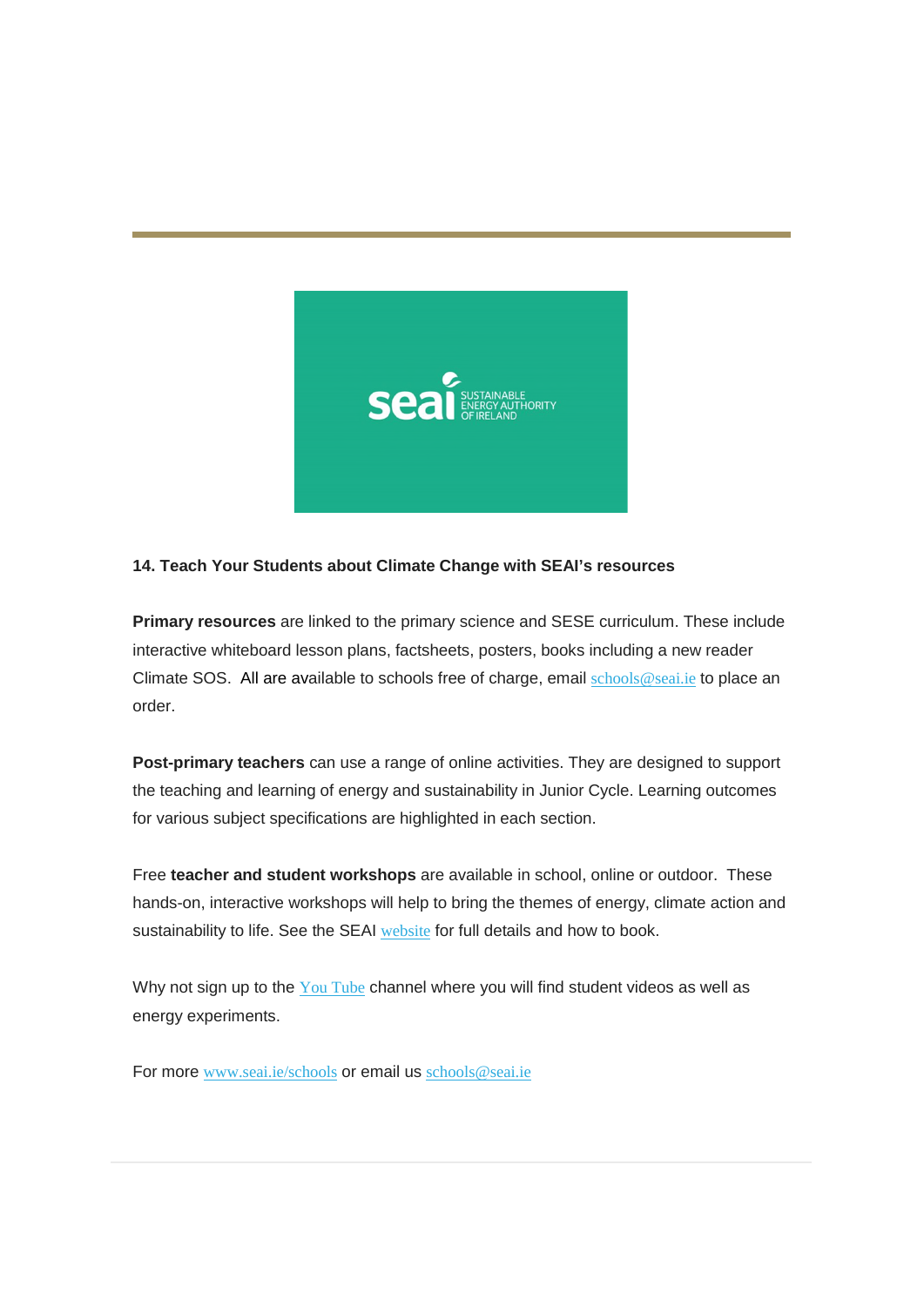**14. Teach Your Students about Climate Change with SEAI's resources**

**Primary resources** are linked to the primary science and SESE curriculum. These include interactive whiteboard lesson plans, factsheets, posters, books including a new reader Climate SOS. All are available to schools free of charge, email schools@seai.ie to place an order.

**Post-primary teachers** can use a range of online activities. They are designed to support the teaching and learning of energy and sustainability in Junior Cycle. Learning outcomes for various subject specifications are highlighted in each section.

Free **teacher and student workshops** are available in school, online or outdoor. These hands-on, interactive workshops will help to bring the themes of energy, climate action and sustainability to life. See the SEAI website for full details and how to book.

Why not sign up to the You Tube channel where you will find student videos as well as energy experiments.

For more www.seai.ie/schools or email us schools@seai.ie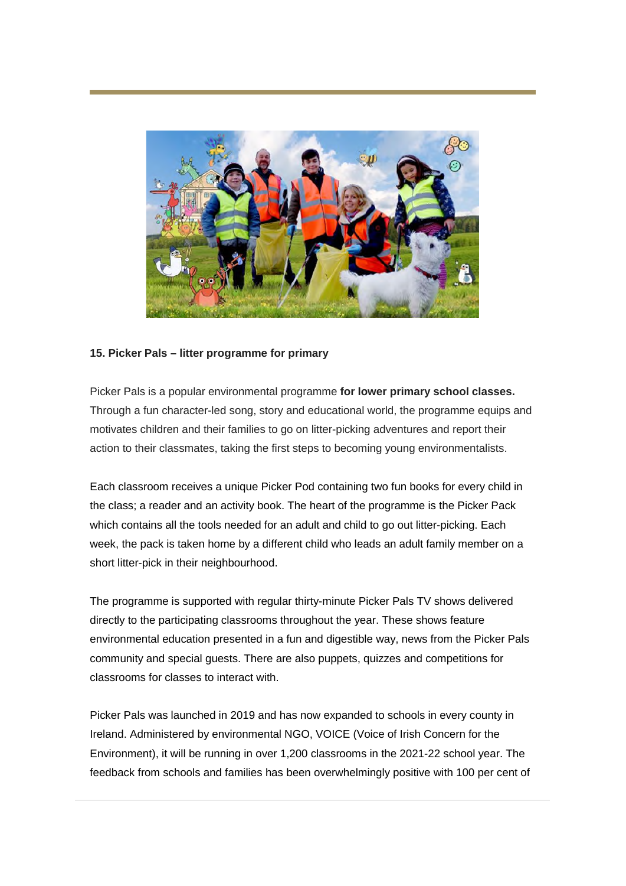**15. Picker Pals – litter programme for primary**

Picker Pals is a popular environmental programme **for lower primary school classes.** Through a fun character-led song, story and educational world, the programme equips and motivates children and their families to go on litter-picking adventures and report their action to their classmates, taking the first steps to becoming young environmentalists.

Each classroom receives a unique Picker Pod containing two fun books for every child in the class; a reader and an activity book. The heart of the programme is the Picker Pack which contains all the tools needed for an adult and child to go out litter-picking. Each week, the pack is taken home by a different child who leads an adult family member on a short litter-pick in their neighbourhood.

The programme is supported with regular thirty-minute Picker Pals TV shows delivered directly to the participating classrooms throughout the year. These shows feature environmental education presented in a fun and digestible way, news from the Picker Pals community and special guests. There are also puppets, quizzes and competitions for classrooms for classes to interact with.

Picker Pals was launched in 2019 and has now expanded to schools in every county in Ireland. Administered by environmental NGO, VOICE (Voice of Irish Concern for the Environment), it will be running in over 1,200 classrooms in the 2021-22 school year. The feedback from schools and families has been overwhelmingly positive with 100 per cent of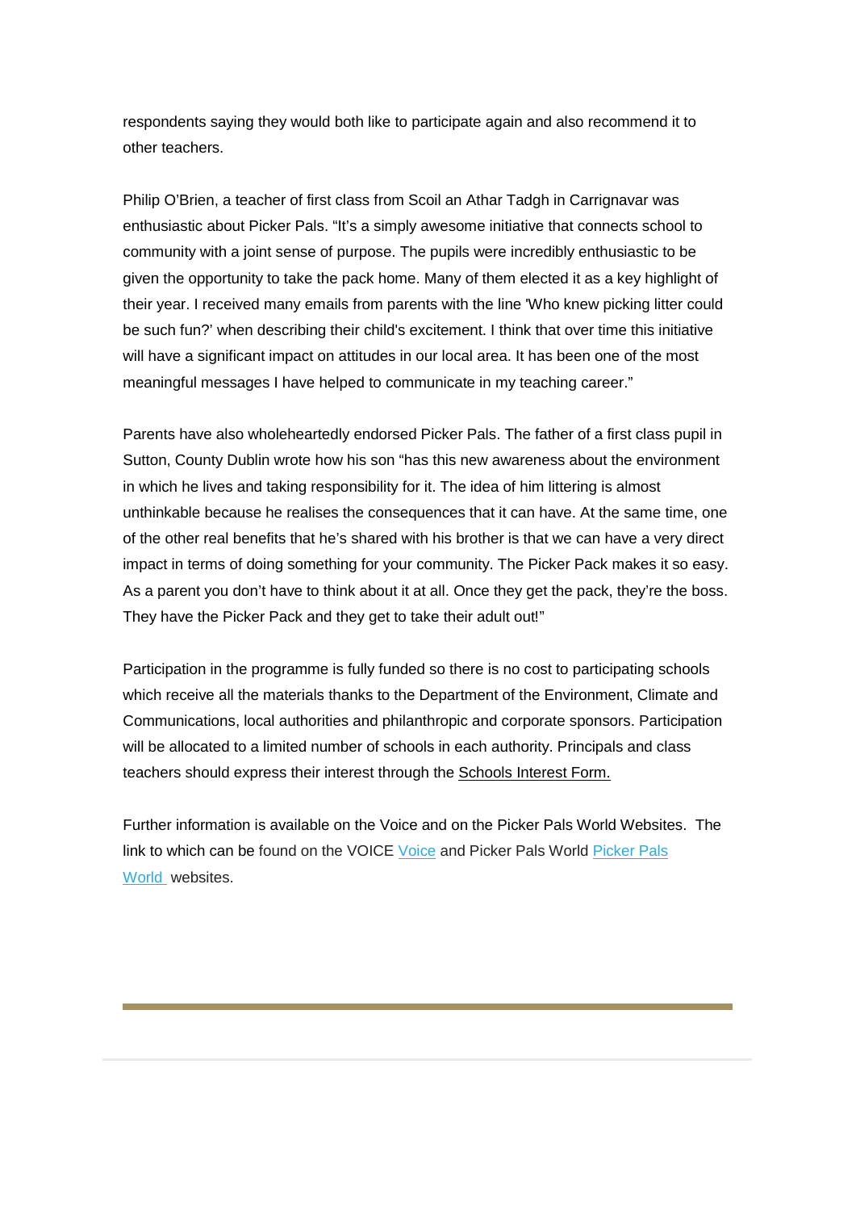respondents saying they would both like to participate again and also recommend it to other teachers.

Philip O'Brien, a teacher of first class from Scoil an Athar Tadgh in Carrignavar was enthusiastic about Picker Pals. "It's a simply awesome initiative that connects school to community with a joint sense of purpose. The pupils were incredibly enthusiastic to be given the opportunity to take the pack home. Many of them elected it as a key highlight of their year. I received many emails from parents with the line 'Who knew picking litter could be such fun?' when describing their child's excitement. I think that over time this initiative will have a significant impact on attitudes in our local area. It has been one of the most meaningful messages I have helped to communicate in my teaching career."

Parents have also wholeheartedly endorsed Picker Pals. The father of a first class pupil in Sutton, County Dublin wrote how his son "has this new awareness about the environment in which he lives and taking responsibility for it. The idea of him littering is almost unthinkable because he realises the consequences that it can have. At the same time, one of the other real benefits that he's shared with his brother is that we can have a very direct impact in terms of doing something for your community. The Picker Pack makes it so easy. As a parent you don't have to think about it at all. Once they get the pack, they're the boss. They have the Picker Pack and they get to take their adult out!"

Participation in the programme is fully funded so there is no cost to participating schools which receive all the materials thanks to the Department of the Environment, Climate and Communications, local authorities and philanthropic and corporate sponsors. Participation will be allocated to a limited number of schools in each authority. Principals and class teachers should express their interest through the Schools Interest Form.

Further information is available on the Voice and on the Picker Pals World Websites. The link to which can be found on the VOICE Voice and Picker Pals World Picker Pals World websites.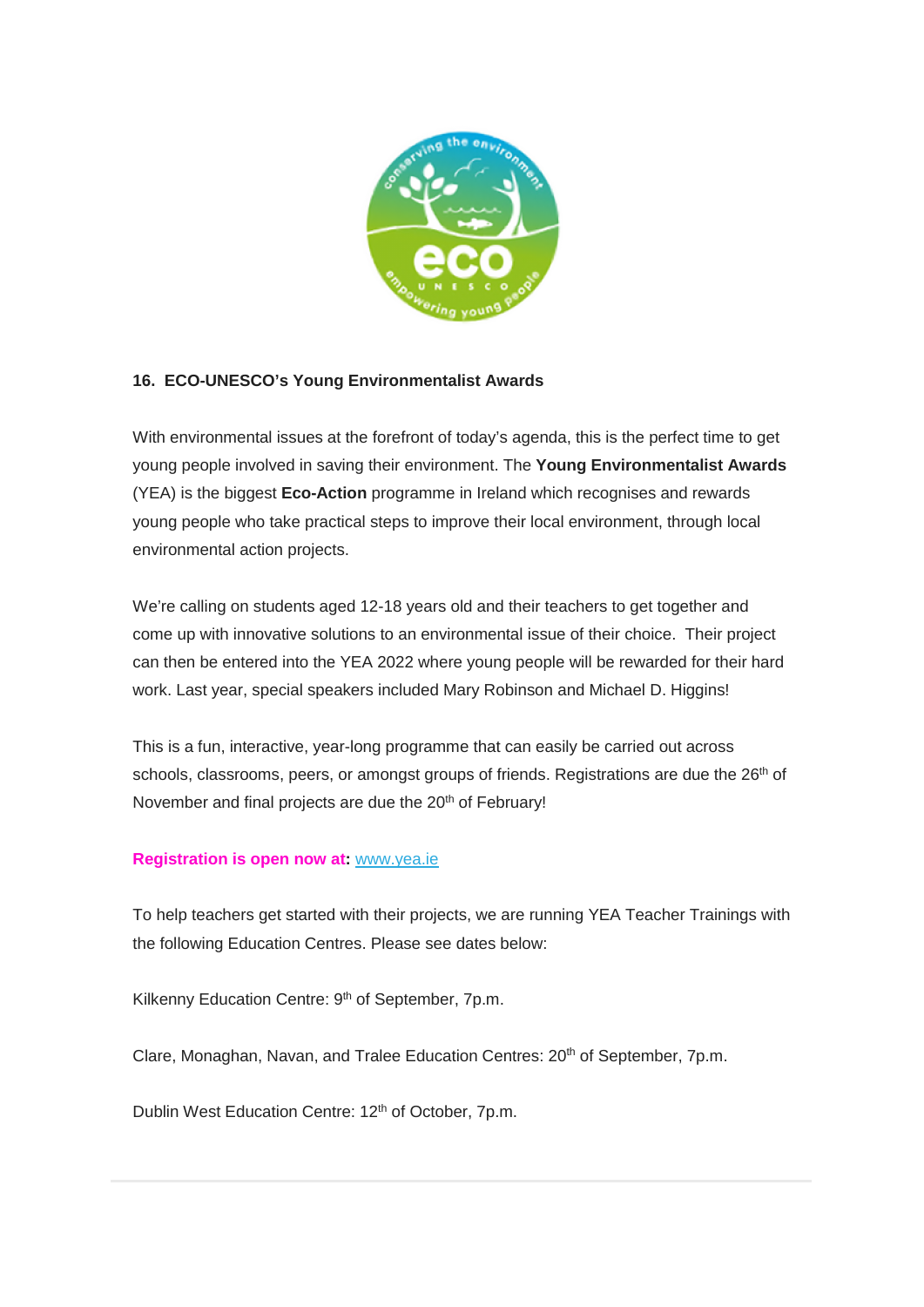**16. ECO-UNESCO's Young Environmentalist Awards**

With environmental issues at the forefront of today's agenda, this is the perfect time to get young people involved in saving their environment. The **Young Environmentalist Awards** (YEA) is the biggest **Eco-Action** programme in Ireland which recognises and rewards young people who take practical steps to improve their local environment, through local environmental action projects.

We're calling on students aged 12-18 years old and their teachers to get together and come up with innovative solutions to an environmental issue of their choice. Their project can then be entered into the YEA 2022 where young people will be rewarded for their hard work. Last year, special speakers included Mary Robinson and Michael D. Higgins!

This is a fun, interactive, year-long programme that can easily be carried out across schools, classrooms, peers, or amongst groups of friends. Registrations are due the 26th of November and final projects are due the 20th of February!

**Registration is open now at:** [www.yea.ie](http://www.yea.ie)

To help teachers get started with their projects, we are running YEA Teacher Trainings with the following Education Centres. Please see dates below:

Kilkenny Education Centre: 9th of September, 7p.m.

Clare, Monaghan, Navan, and Tralee Education Centres: 20th of September, 7p.m.

Dublin West Education Centre: 12th of October, 7p.m.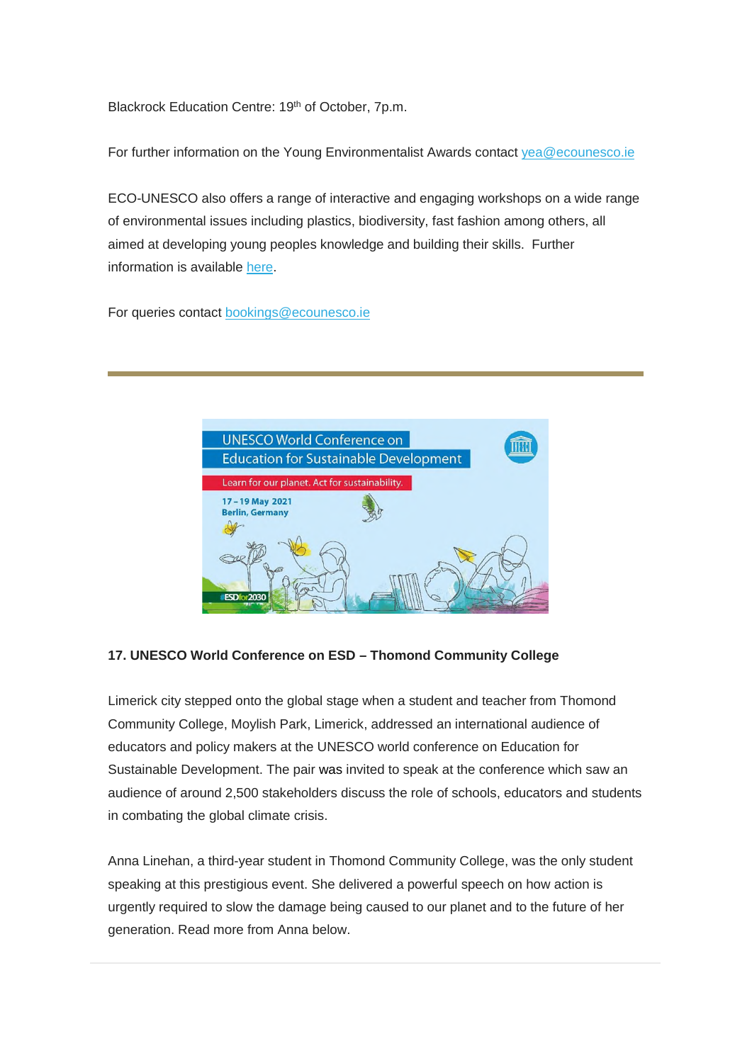Blackrock Education Centre: 19th of October, 7p.m.

For further information on the Young Environmentalist Awards contact yea@ecounesco.ie

ECO-UNESCO also offers a range of interactive and engaging workshops on a wide range of environmental issues including plastics, biodiversity, fast fashion among others, all aimed at developing young peoples knowledge and building their skills. Further information is available here.

For queries contact bookings@ecounesco.ie

---

**17. UNESCO World Conference on ESD – Thomond Community College**

Limerick city stepped onto the global stage when a student and teacher from Thomond Community College, Moylish Park, Limerick, addressed an international audience of educators and policy makers at the UNESCO world conference on Education for Sustainable Development. The pair was invited to speak at the conference which saw an audience of around 2,500 stakeholders discuss the role of schools, educators and students in combating the global climate crisis.

Anna Linehan, a third-year student in Thomond Community College, was the only student speaking at this prestigious event. She delivered a powerful speech on how action is urgently required to slow the damage being caused to our planet and to the future of her generation. Read more from Anna below.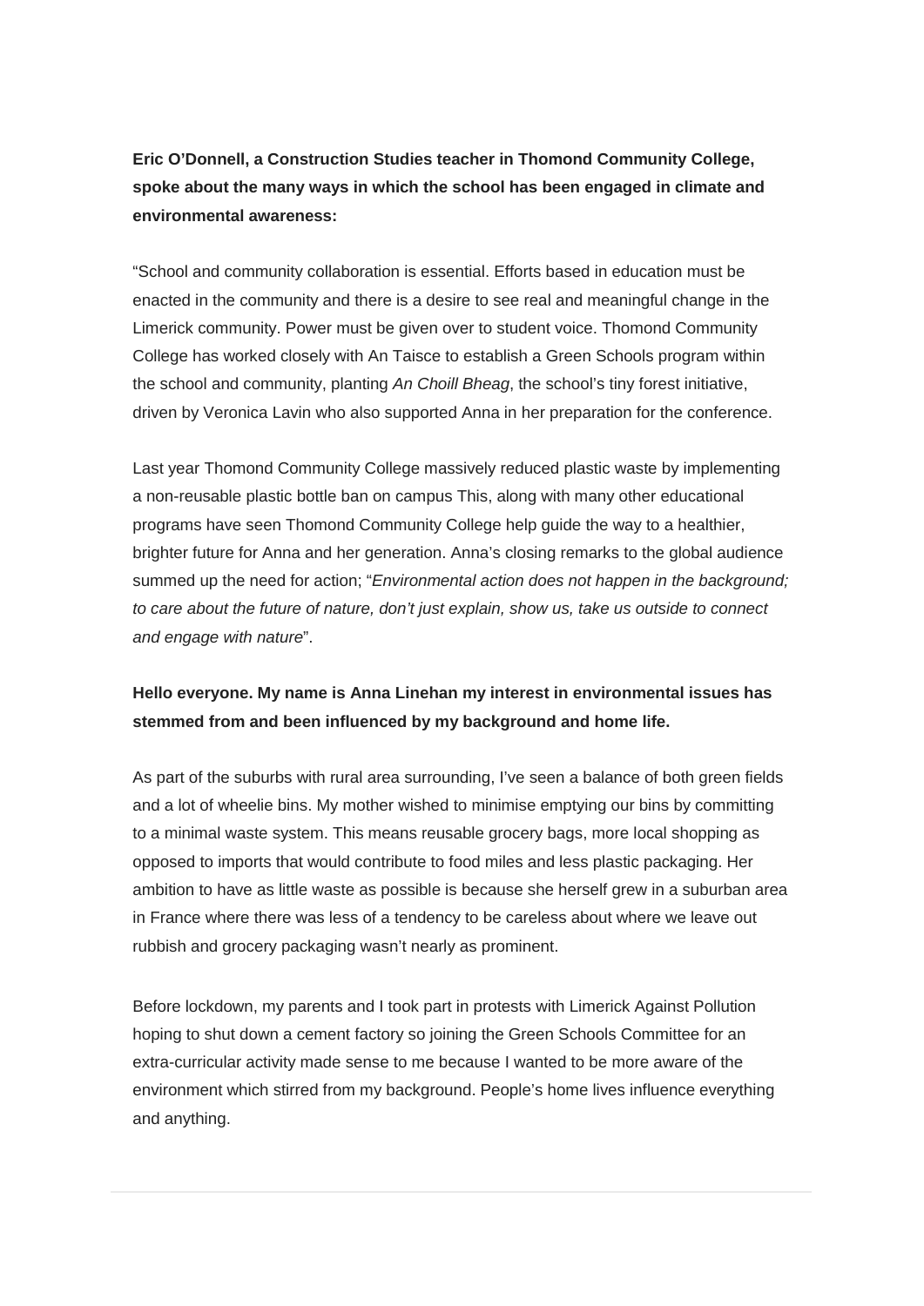**Eric O'Donnell, a Construction Studies teacher in Thomond Community College, spoke about the many ways in which the school has been engaged in climate and environmental awareness:**

"School and community collaboration is essential. Efforts based in education must be enacted in the community and there is a desire to see real and meaningful change in the Limerick community. Power must be given over to student voice. Thomond Community College has worked closely with An Taisce to establish a Green Schools program within the school and community, planting *An Choill Bheag*, the school's tiny forest initiative, driven by Veronica Lavin who also supported Anna in her preparation for the conference.

Last year Thomond Community College massively reduced plastic waste by implementing a non-reusable plastic bottle ban on campus This, along with many other educational programs have seen Thomond Community College help guide the way to a healthier, brighter future for Anna and her generation. Anna's closing remarks to the global audience summed up the need for action; "*Environmental action does not happen in the background; to care about the future of nature, don't just explain, show us, take us outside to connect and engage with nature*".

**Hello everyone. My name is Anna Linehan my interest in environmental issues has stemmed from and been influenced by my background and home life.**

As part of the suburbs with rural area surrounding, I've seen a balance of both green fields and a lot of wheelie bins. My mother wished to minimise emptying our bins by committing to a minimal waste system. This means reusable grocery bags, more local shopping as opposed to imports that would contribute to food miles and less plastic packaging. Her ambition to have as little waste as possible is because she herself grew in a suburban area in France where there was less of a tendency to be careless about where we leave out rubbish and grocery packaging wasn't nearly as prominent.

Before lockdown, my parents and I took part in protests with Limerick Against Pollution hoping to shut down a cement factory so joining the Green Schools Committee for an extra-curricular activity made sense to me because I wanted to be more aware of the environment which stirred from my background. People's home lives influence everything and anything.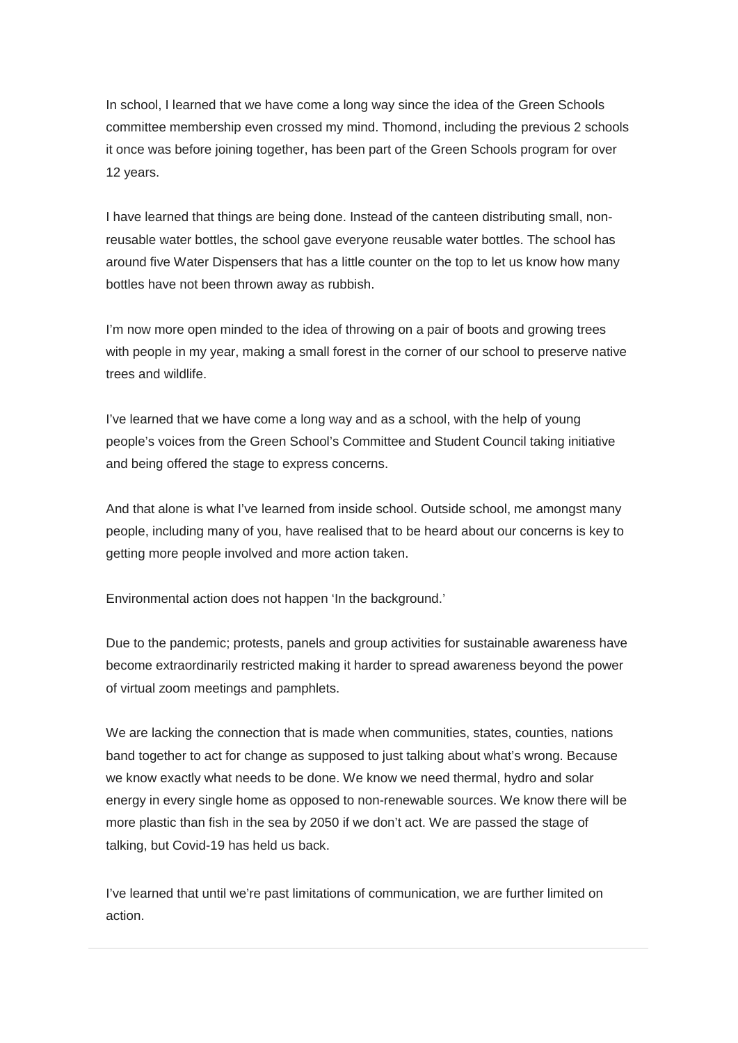In school, I learned that we have come a long way since the idea of the Green Schools committee membership even crossed my mind. Thomond, including the previous 2 schools it once was before joining together, has been part of the Green Schools program for over 12 years.

I have learned that things are being done. Instead of the canteen distributing small, non-reusable water bottles, the school gave everyone reusable water bottles. The school has around five Water Dispensers that has a little counter on the top to let us know how many bottles have not been thrown away as rubbish.

I'm now more open minded to the idea of throwing on a pair of boots and growing trees with people in my year, making a small forest in the corner of our school to preserve native trees and wildlife.

I've learned that we have come a long way and as a school, with the help of young people's voices from the Green School's Committee and Student Council taking initiative and being offered the stage to express concerns.

And that alone is what I've learned from inside school. Outside school, me amongst many people, including many of you, have realised that to be heard about our concerns is key to getting more people involved and more action taken.

Environmental action does not happen 'In the background.'

Due to the pandemic; protests, panels and group activities for sustainable awareness have become extraordinarily restricted making it harder to spread awareness beyond the power of virtual zoom meetings and pamphlets.

We are lacking the connection that is made when communities, states, counties, nations band together to act for change as supposed to just talking about what's wrong. Because we know exactly what needs to be done. We know we need thermal, hydro and solar energy in every single home as opposed to non-renewable sources. We know there will be more plastic than fish in the sea by 2050 if we don't act. We are passed the stage of talking, but Covid-19 has held us back.

I've learned that until we're past limitations of communication, we are further limited on action.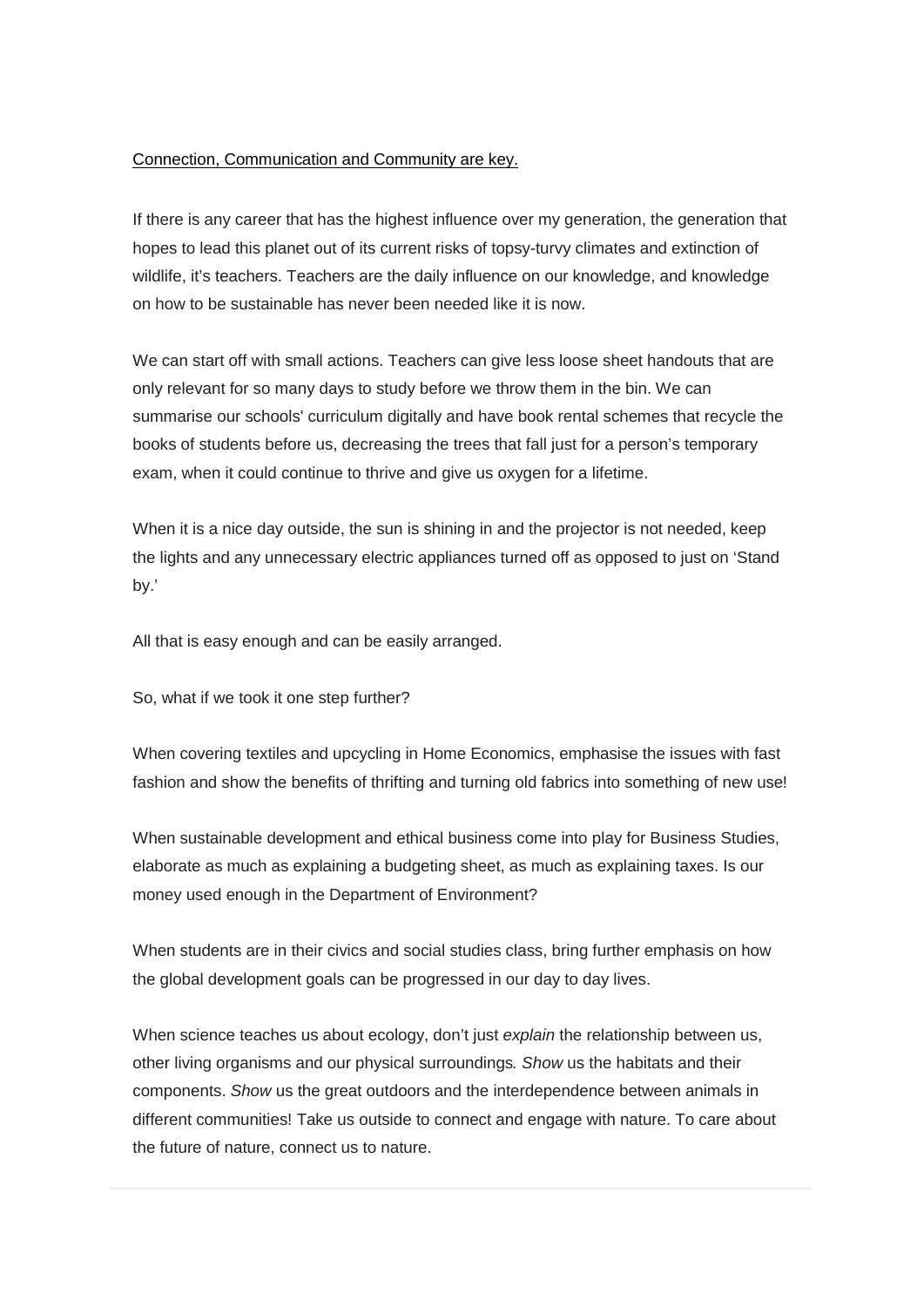Connection, Communication and Community are key.

If there is any career that has the highest influence over my generation, the generation that hopes to lead this planet out of its current risks of topsy-turvy climates and extinction of wildlife, it's teachers. Teachers are the daily influence on our knowledge, and knowledge on how to be sustainable has never been needed like it is now.

We can start off with small actions. Teachers can give less loose sheet handouts that are only relevant for so many days to study before we throw them in the bin. We can summarise our schools' curriculum digitally and have book rental schemes that recycle the books of students before us, decreasing the trees that fall just for a person's temporary exam, when it could continue to thrive and give us oxygen for a lifetime.

When it is a nice day outside, the sun is shining in and the projector is not needed, keep the lights and any unnecessary electric appliances turned off as opposed to just on 'Stand by.'

All that is easy enough and can be easily arranged.

So, what if we took it one step further?

When covering textiles and upcycling in Home Economics, emphasise the issues with fast fashion and show the benefits of thrifting and turning old fabrics into something of new use!

When sustainable development and ethical business come into play for Business Studies, elaborate as much as explaining a budgeting sheet, as much as explaining taxes. Is our money used enough in the Department of Environment?

When students are in their civics and social studies class, bring further emphasis on how the global development goals can be progressed in our day to day lives.

When science teaches us about ecology, don't just *explain* the relationship between us, other living organisms and our physical surroundings. *Show* us the habitats and their components. *Show* us the great outdoors and the interdependence between animals in different communities! Take us outside to connect and engage with nature. To care about the future of nature, connect us to nature.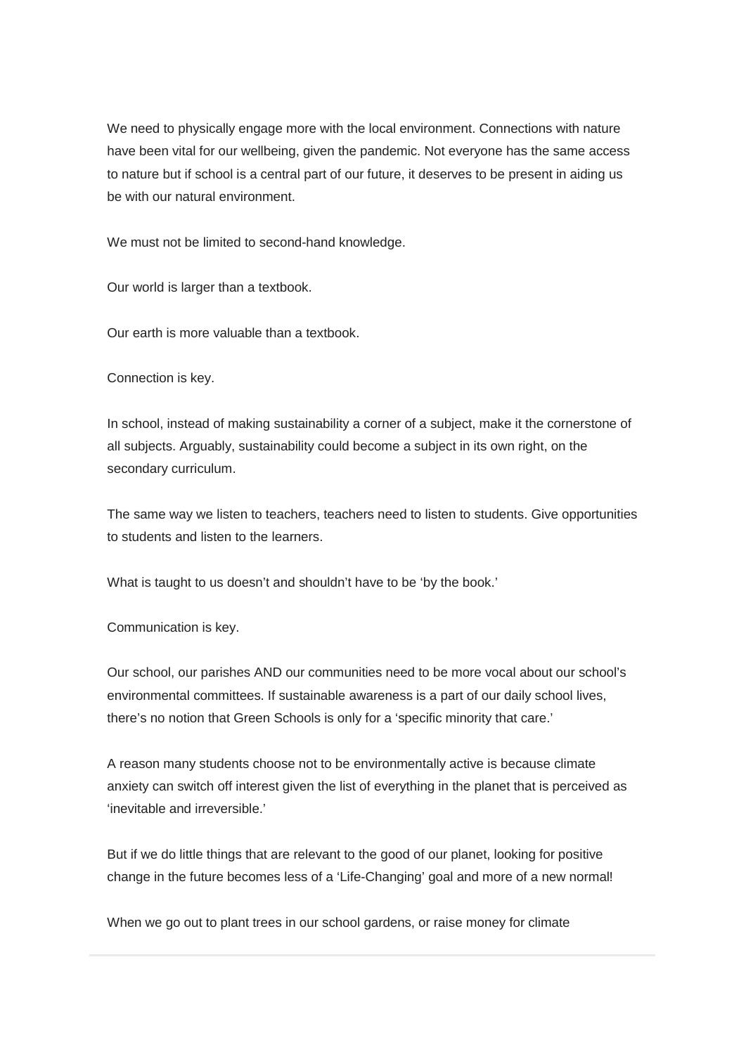We need to physically engage more with the local environment. Connections with nature have been vital for our wellbeing, given the pandemic. Not everyone has the same access to nature but if school is a central part of our future, it deserves to be present in aiding us be with our natural environment.

We must not be limited to second-hand knowledge.

Our world is larger than a textbook.

Our earth is more valuable than a textbook.

Connection is key.

In school, instead of making sustainability a corner of a subject, make it the cornerstone of all subjects. Arguably, sustainability could become a subject in its own right, on the secondary curriculum.

The same way we listen to teachers, teachers need to listen to students. Give opportunities to students and listen to the learners.

What is taught to us doesn't and shouldn't have to be 'by the book.'

Communication is key.

Our school, our parishes AND our communities need to be more vocal about our school's environmental committees. If sustainable awareness is a part of our daily school lives, there's no notion that Green Schools is only for a 'specific minority that care.'

A reason many students choose not to be environmentally active is because climate anxiety can switch off interest given the list of everything in the planet that is perceived as 'inevitable and irreversible.'

But if we do little things that are relevant to the good of our planet, looking for positive change in the future becomes less of a 'Life-Changing' goal and more of a new normal!

When we go out to plant trees in our school gardens, or raise money for climate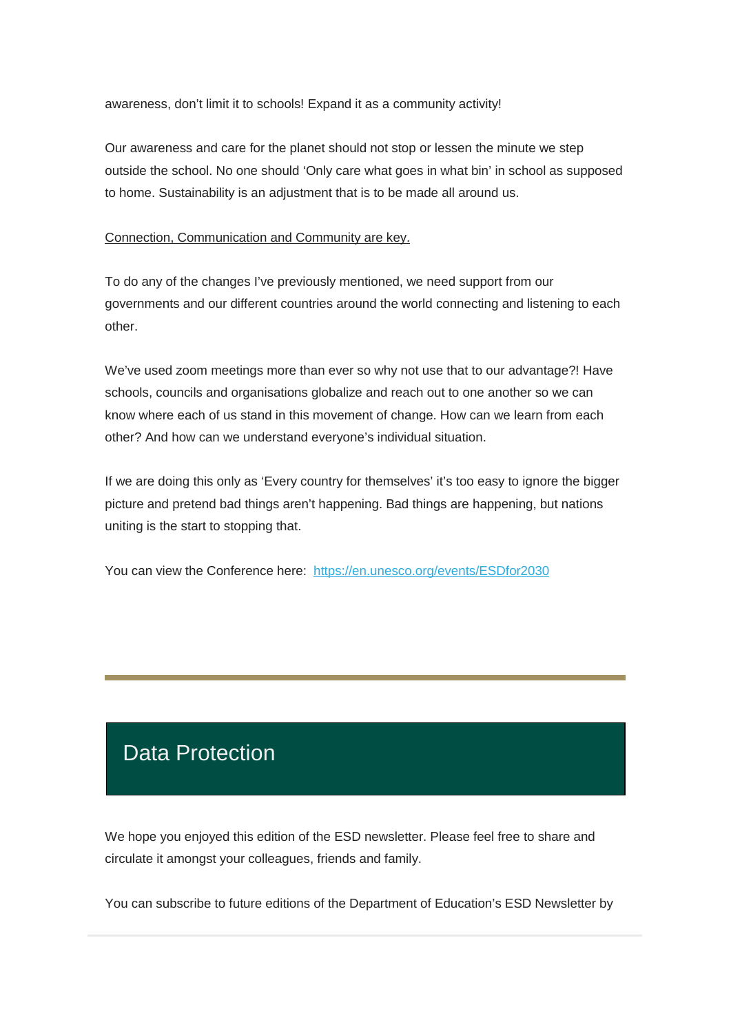awareness, don't limit it to schools! Expand it as a community activity!

Our awareness and care for the planet should not stop or lessen the minute we step outside the school. No one should 'Only care what goes in what bin' in school as supposed to home. Sustainability is an adjustment that is to be made all around us.

Connection, Communication and Community are key.

To do any of the changes I've previously mentioned, we need support from our governments and our different countries around the world connecting and listening to each other.

We've used zoom meetings more than ever so why not use that to our advantage?! Have schools, councils and organisations globalize and reach out to one another so we can know where each of us stand in this movement of change. How can we learn from each other? And how can we understand everyone's individual situation.

If we are doing this only as 'Every country for themselves' it's too easy to ignore the bigger picture and pretend bad things aren't happening. Bad things are happening, but nations uniting is the start to stopping that.

You can view the Conference here: [https://en.unesco.org/events/ESDfor2030](https://en.unesco.org/events/ESDfor2030)

---

## Data Protection

We hope you enjoyed this edition of the ESD newsletter. Please feel free to share and circulate it amongst your colleagues, friends and family.

You can subscribe to future editions of the Department of Education's ESD Newsletter by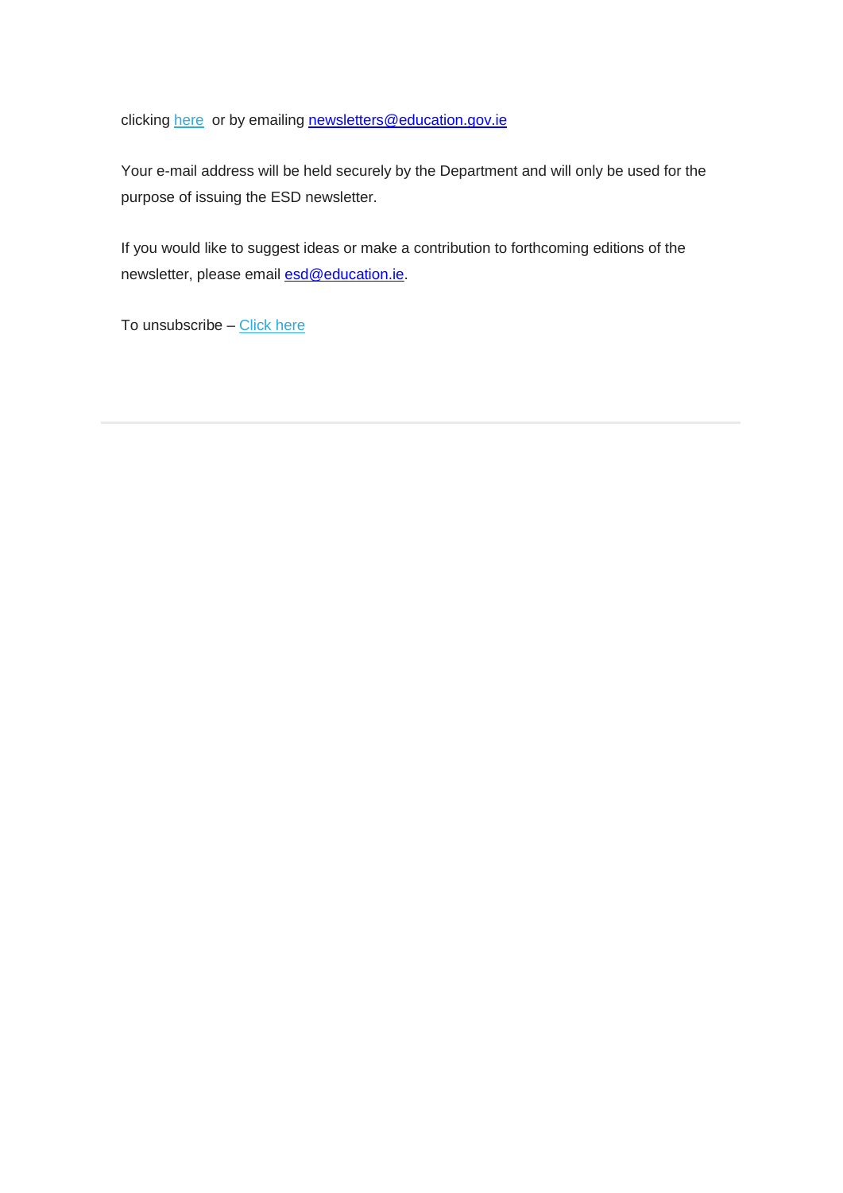clicking here or by emailing newsletters@education.gov.ie

Your e-mail address will be held securely by the Department and will only be used for the purpose of issuing the ESD newsletter.

If you would like to suggest ideas or make a contribution to forthcoming editions of the newsletter, please email esd@education.ie.

To unsubscribe – Click here